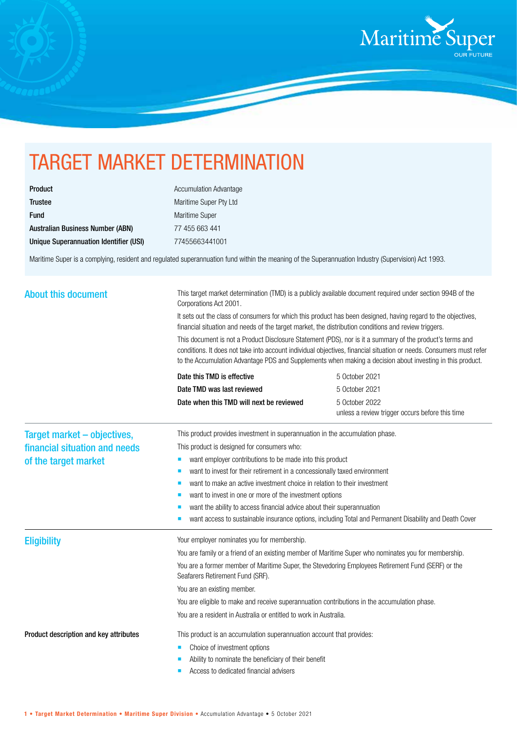# TARGET MARKET DETERMINATION

| | |
|---|---|
| **Product** | Accumulation Advantage |
| **Trustee** | Maritime Super Pty Ltd |
| **Fund** | Maritime Super |
| **Australian Business Number (ABN)** | 77 455 663 441 |
| **Unique Superannuation Identifier (USI)** | 77455663441001 |

Maritime Super is a complying, resident and regulated superannuation fund within the meaning of the Superannuation Industry (Supervision) Act 1993.

## About this document

This target market determination (TMD) is a publicly available document required under section 994B of the Corporations Act 2001.

It sets out the class of consumers for which this product has been designed, having regard to the objectives, financial situation and needs of the target market, the distribution conditions and review triggers.

This document is not a Product Disclosure Statement (PDS), nor is it a summary of the product's terms and conditions. It does not take into account individual objectives, financial situation or needs. Consumers must refer to the Accumulation Advantage PDS and Supplements when making a decision about investing in this product.

| | |
|---|---|
| **Date this TMD is effective** | 5 October 2021 |
| **Date TMD was last reviewed** | 5 October 2021 |
| **Date when this TMD will next be reviewed** | 5 October 2022 unless a review trigger occurs before this time |

## Target market – objectives, financial situation and needs of the target market

This product provides investment in superannuation in the accumulation phase.

This product is designed for consumers who:

- want employer contributions to be made into this product
- want to invest for their retirement in a concessionally taxed environment
- want to make an active investment choice in relation to their investment
- want to invest in one or more of the investment options
- want the ability to access financial advice about their superannuation
- want access to sustainable insurance options, including Total and Permanent Disability and Death Cover

## Eligibility

Your employer nominates you for membership.

You are family or a friend of an existing member of Maritime Super who nominates you for membership.

You are a former member of Maritime Super, the Stevedoring Employees Retirement Fund (SERF) or the Seafarers Retirement Fund (SRF).

You are an existing member.

You are eligible to make and receive superannuation contributions in the accumulation phase.

You are a resident in Australia or entitled to work in Australia.

### Product description and key attributes

This product is an accumulation superannuation account that provides:

- Choice of investment options
- Ability to nominate the beneficiary of their benefit
- Access to dedicated financial advisers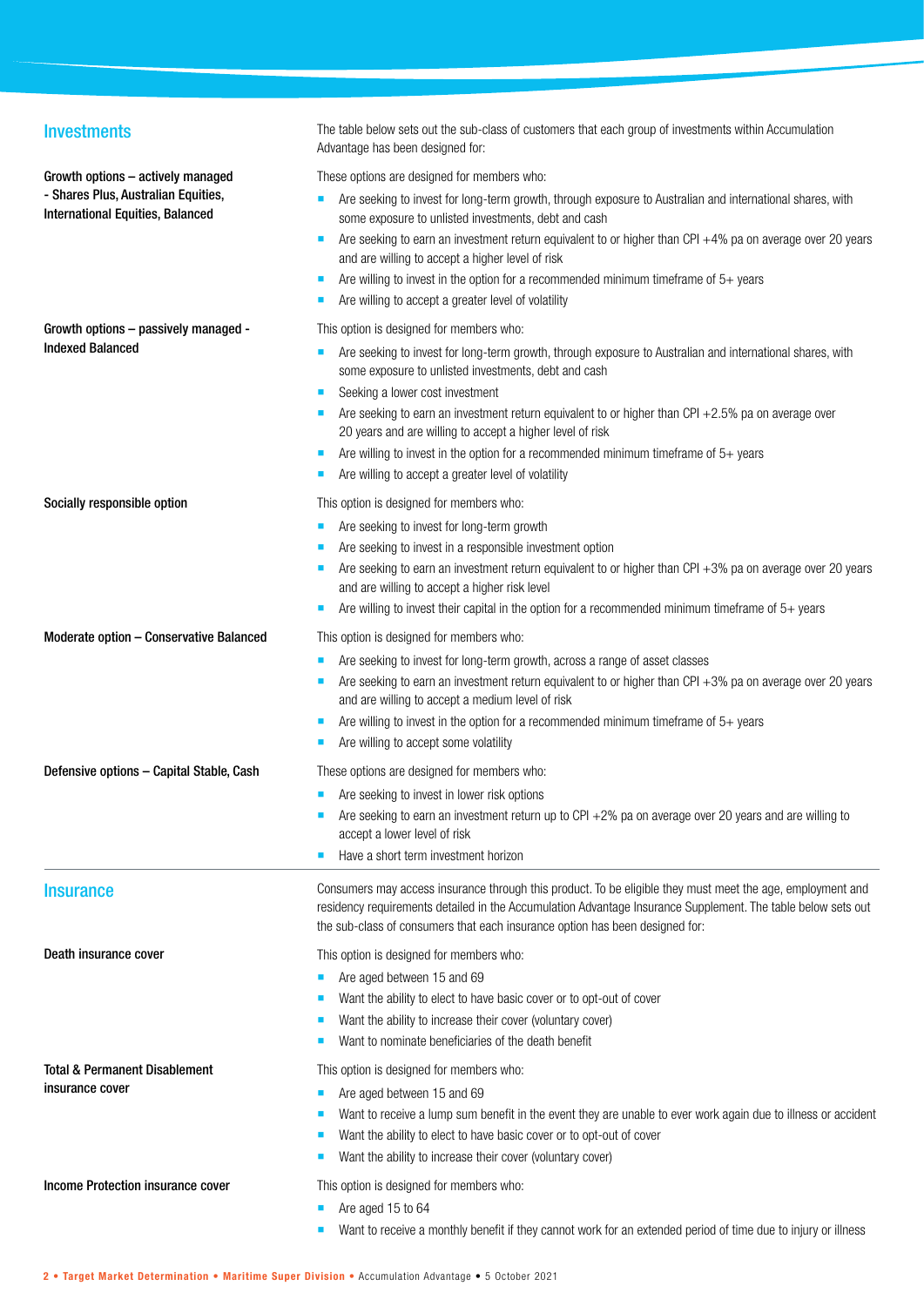## Investments

The table below sets out the sub-class of customers that each group of investments within Accumulation Advantage has been designed for:

**Growth options – actively managed - Shares Plus, Australian Equities, International Equities, Balanced**

These options are designed for members who:

- Are seeking to invest for long-term growth, through exposure to Australian and international shares, with some exposure to unlisted investments, debt and cash
- Are seeking to earn an investment return equivalent to or higher than CPI +4% pa on average over 20 years and are willing to accept a higher level of risk
- Are willing to invest in the option for a recommended minimum timeframe of 5+ years
- Are willing to accept a greater level of volatility

**Growth options – passively managed - Indexed Balanced**

This option is designed for members who:

- Are seeking to invest for long-term growth, through exposure to Australian and international shares, with some exposure to unlisted investments, debt and cash
- Seeking a lower cost investment
- Are seeking to earn an investment return equivalent to or higher than CPI +2.5% pa on average over 20 years and are willing to accept a higher level of risk
- Are willing to invest in the option for a recommended minimum timeframe of 5+ years
- Are willing to accept a greater level of volatility

**Socially responsible option**

This option is designed for members who:

- Are seeking to invest for long-term growth
- Are seeking to invest in a responsible investment option
- Are seeking to earn an investment return equivalent to or higher than CPI +3% pa on average over 20 years and are willing to accept a higher risk level
- Are willing to invest their capital in the option for a recommended minimum timeframe of 5+ years

**Moderate option – Conservative Balanced**

This option is designed for members who:

- Are seeking to invest for long-term growth, across a range of asset classes
- Are seeking to earn an investment return equivalent to or higher than CPI +3% pa on average over 20 years and are willing to accept a medium level of risk
- Are willing to invest in the option for a recommended minimum timeframe of 5+ years
- Are willing to accept some volatility

**Defensive options – Capital Stable, Cash**

These options are designed for members who:

- Are seeking to invest in lower risk options
- Are seeking to earn an investment return up to CPI +2% pa on average over 20 years and are willing to accept a lower level of risk
- Have a short term investment horizon

## Insurance

Consumers may access insurance through this product. To be eligible they must meet the age, employment and residency requirements detailed in the Accumulation Advantage Insurance Supplement. The table below sets out the sub-class of consumers that each insurance option has been designed for:

**Death insurance cover**

This option is designed for members who:

- Are aged between 15 and 69
- Want the ability to elect to have basic cover or to opt-out of cover
- Want the ability to increase their cover (voluntary cover)
- Want to nominate beneficiaries of the death benefit

**Total & Permanent Disablement insurance cover**

This option is designed for members who:

- Are aged between 15 and 69
- Want to receive a lump sum benefit in the event they are unable to ever work again due to illness or accident
- Want the ability to elect to have basic cover or to opt-out of cover
- Want the ability to increase their cover (voluntary cover)

**Income Protection insurance cover**

This option is designed for members who:

- Are aged 15 to 64
- Want to receive a monthly benefit if they cannot work for an extended period of time due to injury or illness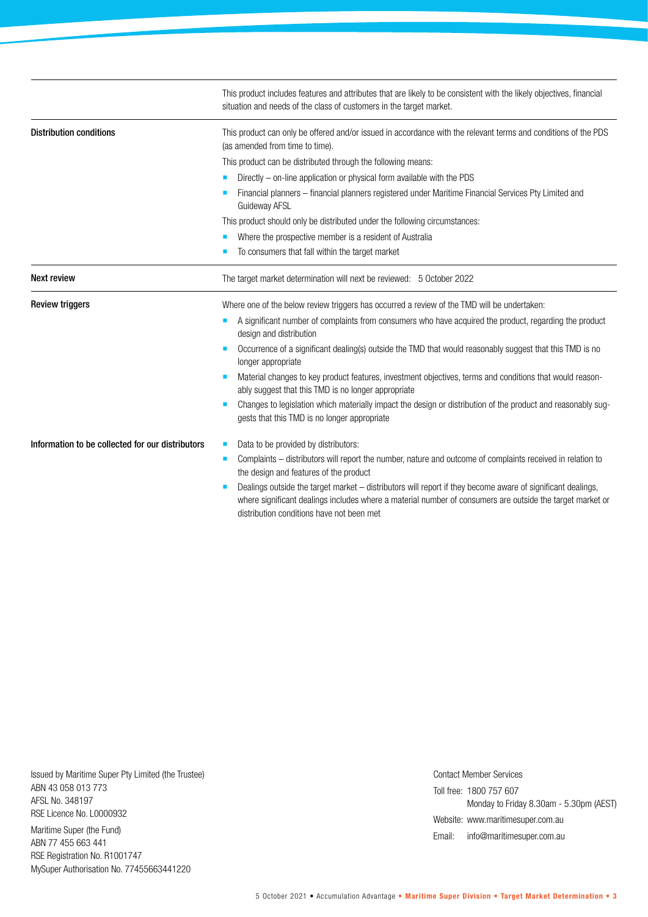| | |
|---|---|
| | This product includes features and attributes that are likely to be consistent with the likely objectives, financial situation and needs of the class of customers in the target market. |
| **Distribution conditions** | This product can only be offered and/or issued in accordance with the relevant terms and conditions of the PDS (as amended from time to time).<br>This product can be distributed through the following means:<br>▪ Directly – on-line application or physical form available with the PDS<br>▪ Financial planners – financial planners registered under Maritime Financial Services Pty Limited and Guideway AFSL<br>This product should only be distributed under the following circumstances:<br>▪ Where the prospective member is a resident of Australia<br>▪ To consumers that fall within the target market |
| **Next review** | The target market determination will next be reviewed: 5 October 2022 |
| **Review triggers** | Where one of the below review triggers has occurred a review of the TMD will be undertaken:<br>▪ A significant number of complaints from consumers who have acquired the product, regarding the product design and distribution<br>▪ Occurrence of a significant dealing(s) outside the TMD that would reasonably suggest that this TMD is no longer appropriate<br>▪ Material changes to key product features, investment objectives, terms and conditions that would reasonably suggest that this TMD is no longer appropriate<br>▪ Changes to legislation which materially impact the design or distribution of the product and reasonably suggests that this TMD is no longer appropriate |
| **Information to be collected for our distributors** | ▪ Data to be provided by distributors:<br>▪ Complaints – distributors will report the number, nature and outcome of complaints received in relation to the design and features of the product<br>▪ Dealings outside the target market – distributors will report if they become aware of significant dealings, where significant dealings includes where a material number of consumers are outside the target market or distribution conditions have not been met |

Issued by Maritime Super Pty Limited (the Trustee)
ABN 43 058 013 773
AFSL No. 348197
RSE Licence No. L0000932

Maritime Super (the Fund)
ABN 77 455 663 441
RSE Registration No. R1001747
MySuper Authorisation No. 77455663441220

Contact Member Services

Toll free: 1800 757 607
Monday to Friday 8.30am - 5.30pm (AEST)

Website: www.maritimesuper.com.au

Email: info@maritimesuper.com.au